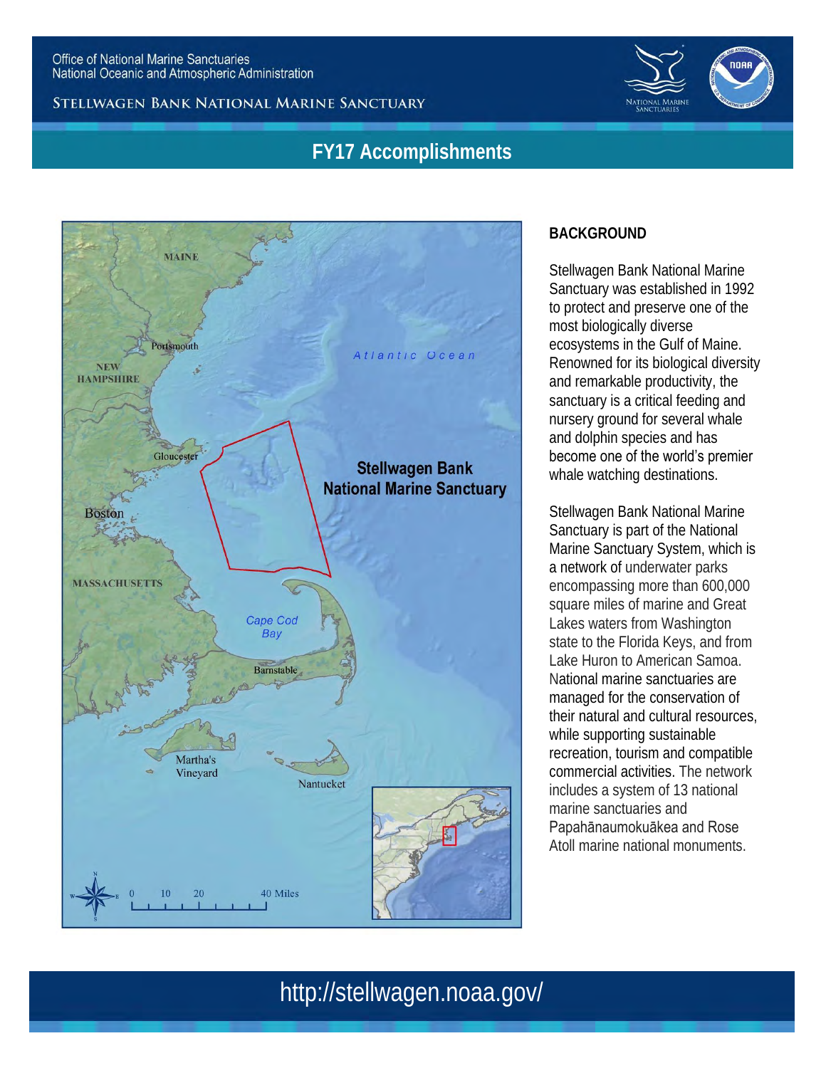Office of National Marine Sanctuaries
National Oceanic and Atmospheric Administration

STELLWAGEN BANK NATIONAL MARINE SANCTUARY

# FY17 Accomplishments

## BACKGROUND

Stellwagen Bank National Marine Sanctuary was established in 1992 to protect and preserve one of the most biologically diverse ecosystems in the Gulf of Maine. Renowned for its biological diversity and remarkable productivity, the sanctuary is a critical feeding and nursery ground for several whale and dolphin species and has become one of the world's premier whale watching destinations.

Stellwagen Bank National Marine Sanctuary is part of the National Marine Sanctuary System, which is a network of underwater parks encompassing more than 600,000 square miles of marine and Great Lakes waters from Washington state to the Florida Keys, and from Lake Huron to American Samoa. National marine sanctuaries are managed for the conservation of their natural and cultural resources, while supporting sustainable recreation, tourism and compatible commercial activities. The network includes a system of 13 national marine sanctuaries and Papahānaumokuākea and Rose Atoll marine national monuments.

http://stellwagen.noaa.gov/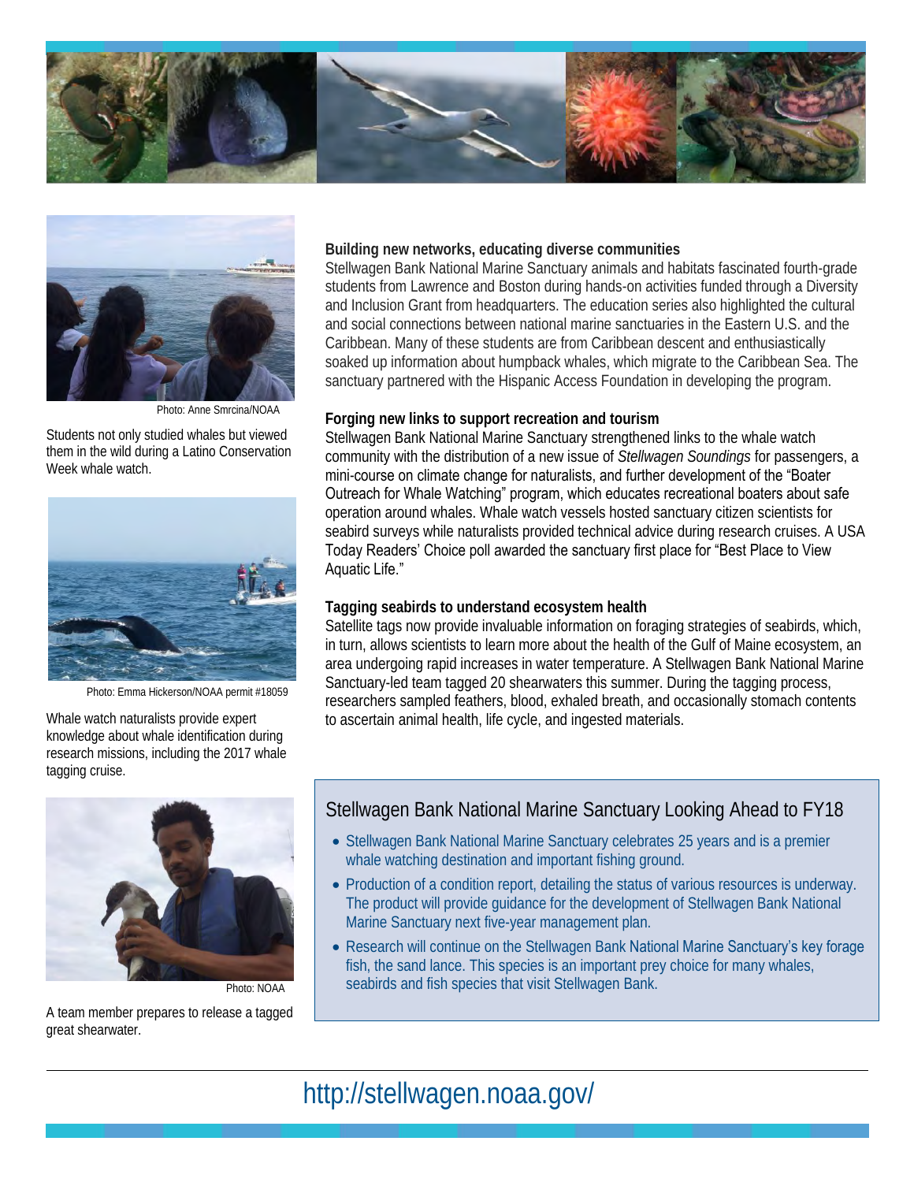Photo: Anne Smrcina/NOAA

Students not only studied whales but viewed them in the wild during a Latino Conservation Week whale watch.

Photo: Emma Hickerson/NOAA permit #18059

Whale watch naturalists provide expert knowledge about whale identification during research missions, including the 2017 whale tagging cruise.

Photo: NOAA

A team member prepares to release a tagged great shearwater.

**Building new networks, educating diverse communities**

Stellwagen Bank National Marine Sanctuary animals and habitats fascinated fourth-grade students from Lawrence and Boston during hands-on activities funded through a Diversity and Inclusion Grant from headquarters. The education series also highlighted the cultural and social connections between national marine sanctuaries in the Eastern U.S. and the Caribbean. Many of these students are from Caribbean descent and enthusiastically soaked up information about humpback whales, which migrate to the Caribbean Sea. The sanctuary partnered with the Hispanic Access Foundation in developing the program.

**Forging new links to support recreation and tourism**

Stellwagen Bank National Marine Sanctuary strengthened links to the whale watch community with the distribution of a new issue of *Stellwagen Soundings* for passengers, a mini-course on climate change for naturalists, and further development of the "Boater Outreach for Whale Watching" program, which educates recreational boaters about safe operation around whales. Whale watch vessels hosted sanctuary citizen scientists for seabird surveys while naturalists provided technical advice during research cruises. A USA Today Readers' Choice poll awarded the sanctuary first place for "Best Place to View Aquatic Life."

**Tagging seabirds to understand ecosystem health**

Satellite tags now provide invaluable information on foraging strategies of seabirds, which, in turn, allows scientists to learn more about the health of the Gulf of Maine ecosystem, an area undergoing rapid increases in water temperature. A Stellwagen Bank National Marine Sanctuary-led team tagged 20 shearwaters this summer. During the tagging process, researchers sampled feathers, blood, exhaled breath, and occasionally stomach contents to ascertain animal health, life cycle, and ingested materials.

## Stellwagen Bank National Marine Sanctuary Looking Ahead to FY18

- Stellwagen Bank National Marine Sanctuary celebrates 25 years and is a premier whale watching destination and important fishing ground.
- Production of a condition report, detailing the status of various resources is underway. The product will provide guidance for the development of Stellwagen Bank National Marine Sanctuary next five-year management plan.
- Research will continue on the Stellwagen Bank National Marine Sanctuary's key forage fish, the sand lance. This species is an important prey choice for many whales, seabirds and fish species that visit Stellwagen Bank.

http://stellwagen.noaa.gov/